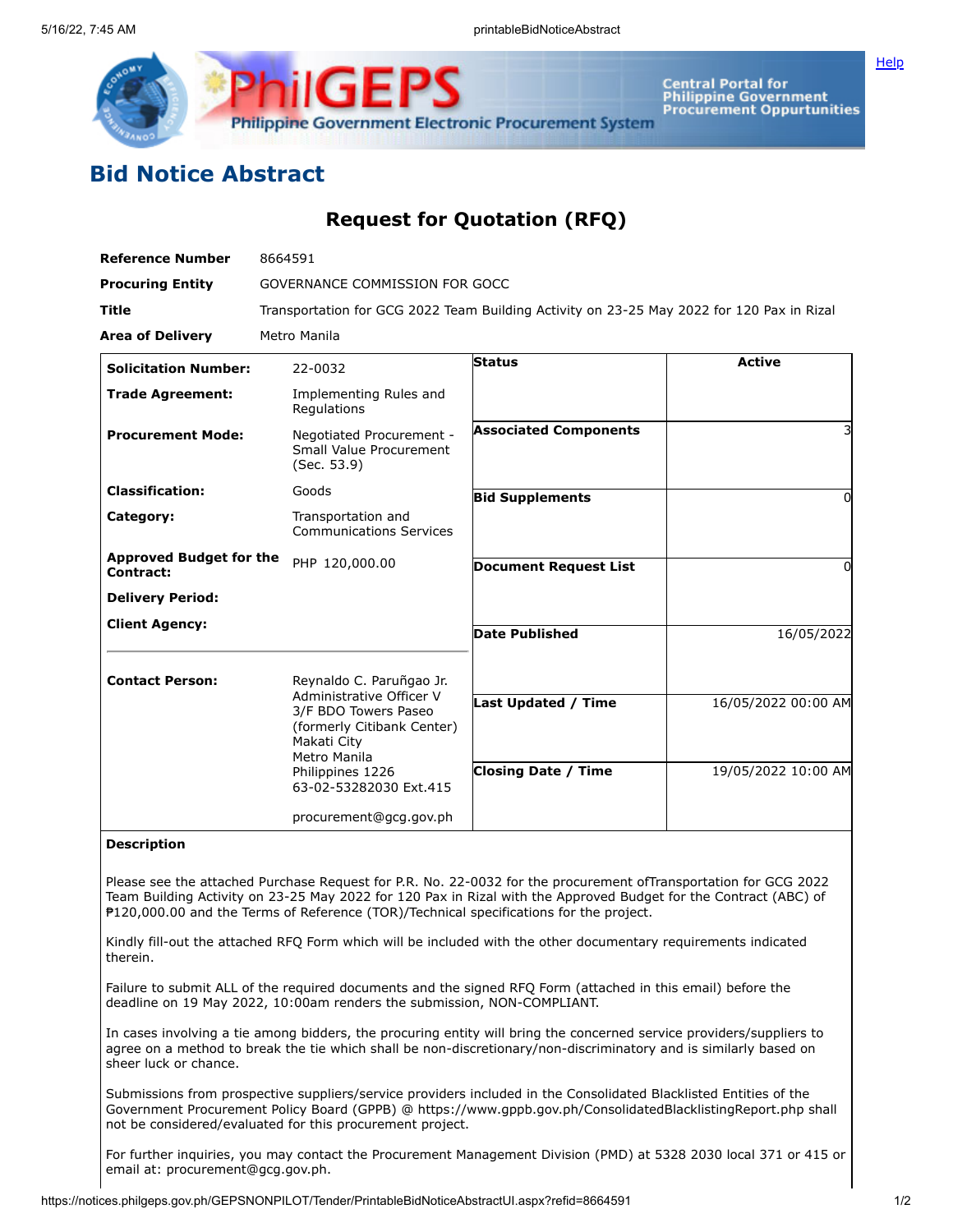# Bid Notice Abstract

## Request for Quotation (RFQ)

| | |
|---|---|
| **Reference Number** | 8664591 |
| **Procuring Entity** | GOVERNANCE COMMISSION FOR GOCC |
| **Title** | Transportation for GCG 2022 Team Building Activity on 23-25 May 2022 for 120 Pax in Rizal |
| **Area of Delivery** | Metro Manila |

| | | | |
|---|---|---|---|
| **Solicitation Number:** | 22-0032 | **Status** | Active |
| **Trade Agreement:** | Implementing Rules and Regulations | | |
| **Procurement Mode:** | Negotiated Procurement - Small Value Procurement (Sec. 53.9) | **Associated Components** | 3 |
| **Classification:** | Goods | **Bid Supplements** | 0 |
| **Category:** | Transportation and Communications Services | | |
| **Approved Budget for the Contract:** | PHP 120,000.00 | **Document Request List** | 0 |
| **Delivery Period:** | | | |
| **Client Agency:** | | **Date Published** | 16/05/2022 |
| **Contact Person:** | Reynaldo C. Paruñgao Jr.<br>Administrative Officer V<br>3/F BDO Towers Paseo (formerly Citibank Center)<br>Makati City<br>Metro Manila<br>Philippines 1226<br>63-02-53282030 Ext.415<br><br>procurement@gcg.gov.ph | **Last Updated / Time** | 16/05/2022 00:00 AM |
| | | **Closing Date / Time** | 19/05/2022 10:00 AM |

**Description**

Please see the attached Purchase Request for P.R. No. 22-0032 for the procurement ofTransportation for GCG 2022 Team Building Activity on 23-25 May 2022 for 120 Pax in Rizal with the Approved Budget for the Contract (ABC) of ₱120,000.00 and the Terms of Reference (TOR)/Technical specifications for the project.

Kindly fill-out the attached RFQ Form which will be included with the other documentary requirements indicated therein.

Failure to submit ALL of the required documents and the signed RFQ Form (attached in this email) before the deadline on 19 May 2022, 10:00am renders the submission, NON-COMPLIANT.

In cases involving a tie among bidders, the procuring entity will bring the concerned service providers/suppliers to agree on a method to break the tie which shall be non-discretionary/non-discriminatory and is similarly based on sheer luck or chance.

Submissions from prospective suppliers/service providers included in the Consolidated Blacklisted Entities of the Government Procurement Policy Board (GPPB) @ https://www.gppb.gov.ph/ConsolidatedBlacklistingReport.php shall not be considered/evaluated for this procurement project.

For further inquiries, you may contact the Procurement Management Division (PMD) at 5328 2030 local 371 or 415 or email at: procurement@gcg.gov.ph.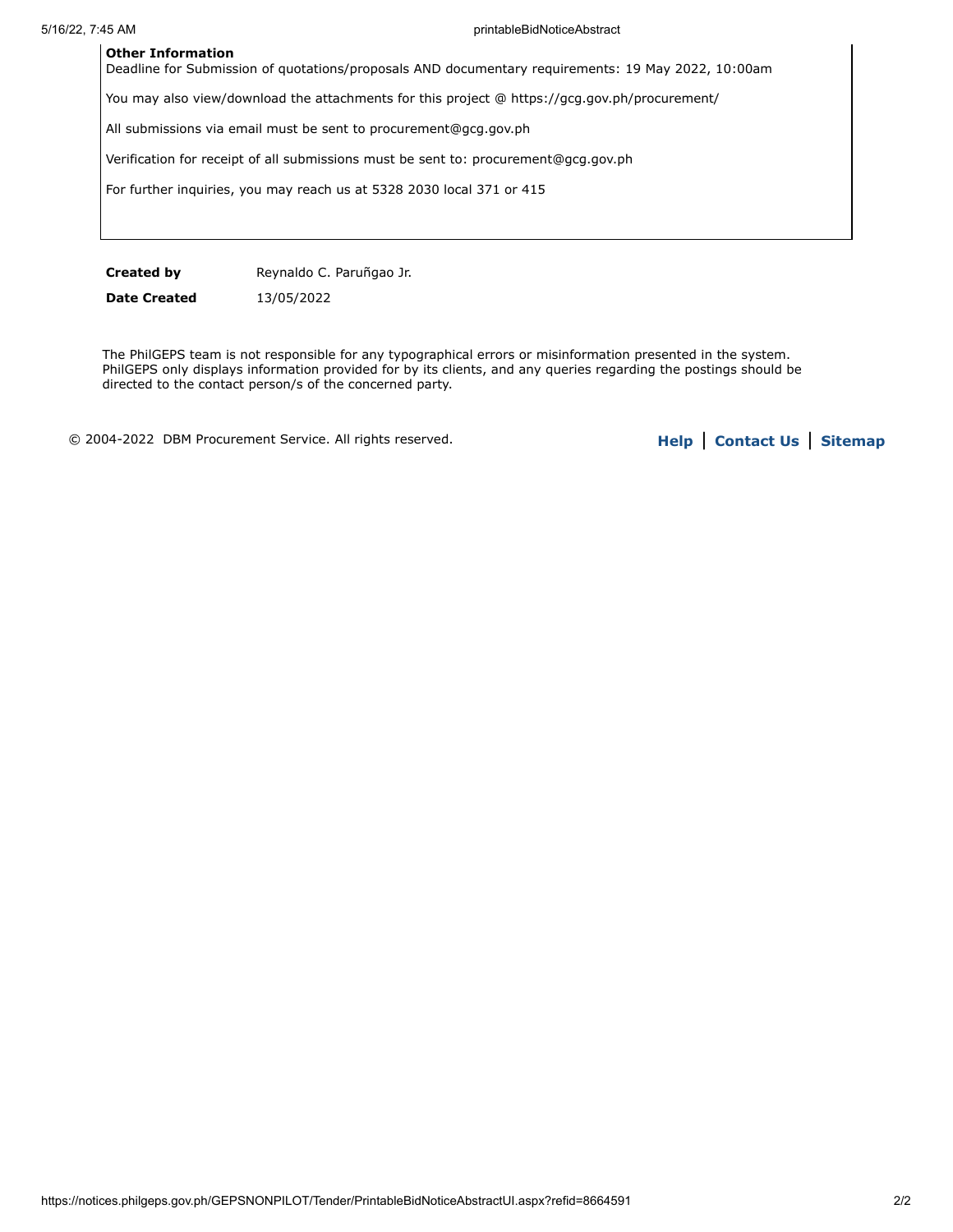**Other Information**

Deadline for Submission of quotations/proposals AND documentary requirements: 19 May 2022, 10:00am

You may also view/download the attachments for this project @ https://gcg.gov.ph/procurement/

All submissions via email must be sent to procurement@gcg.gov.ph

Verification for receipt of all submissions must be sent to: procurement@gcg.gov.ph

For further inquiries, you may reach us at 5328 2030 local 371 or 415

| | |
|---|---|
| **Created by** | Reynaldo C. Paruñgao Jr. |
| **Date Created** | 13/05/2022 |

The PhilGEPS team is not responsible for any typographical errors or misinformation presented in the system. PhilGEPS only displays information provided for by its clients, and any queries regarding the postings should be directed to the contact person/s of the concerned party.

© 2004-2022 DBM Procurement Service. All rights reserved.

**Help** | **Contact Us** | **Sitemap**